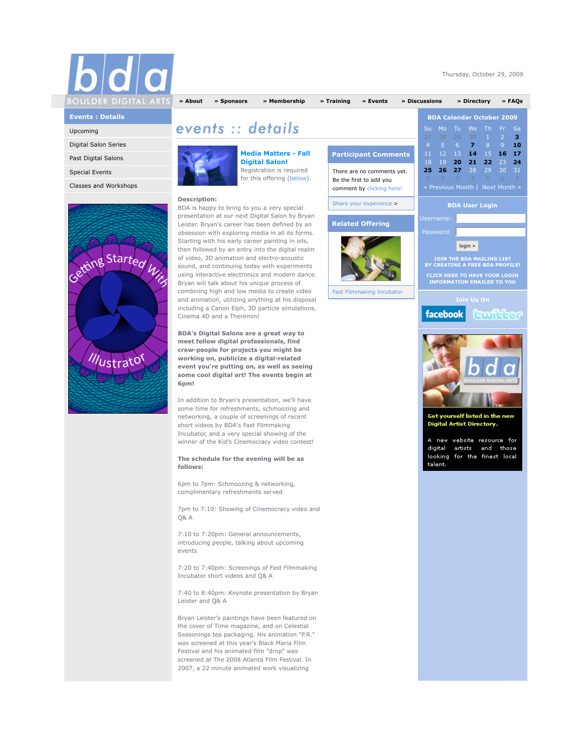Thursday, October 29, 2009

» About » Sponsors » Membership » Training » Events » Discussions » Directory » FAQs

**Events : Details**

- Upcoming
- Digital Salon Series
- Past Digital Salons
- Special Events
- Classes and Workshops

# events :: details

## Media Matters - Fall Digital Salon!

Registration is required for this offering (below).

**Description:**
BDA is happy to bring to you a very special presentation at our next Digital Salon by Bryan Leister. Bryan's career has been defined by an obsession with exploring media in all its forms. Starting with his early career painting in oils, then followed by an entry into the digital realm of video, 3D animation and electro-acoustic sound, and continuing today with experiments using interactive electronics and modern dance. Bryan will talk about his unique process of combining high and low media to create video and animation, utilizing anything at his disposal including a Canon Elph, 3D particle simulations, Cinema 4D and a Theremin!

**BDA's Digital Salons are a great way to meet fellow digital professionals, find crew-people for projects you might be working on, publicize a digital-related event you're putting on, as well as seeing some cool digital art! The events begin at 6pm!**

In addition to Bryan's presentation, we'll have some time for refreshments, schmoozing and networking, a couple of screenings of recent short videos by BDA's Fast Filmmaking Incubator, and a very special showing of the winner of the Kid's Cinemocracy video contest!

**The schedule for the evening will be as follows:**

6pm to 7pm: Schmoozing & networking, complimentary refreshments served

7pm to 7:10: Showing of Cinemocracy video and Q& A

7:10 to 7:20pm: General announcements, introducing people, talking about upcoming events

7:20 to 7:40pm: Screenings of Fast Filmmaking Incubator short videos and Q& A

7:40 to 8:40pm: Keynote presentation by Bryan Leister and Q& A

Bryan Leister's paintings have been featured on the cover of Time magazine, and on Celestial Seasonings tea packaging. His animation "P.R." was screened at this year's Black Maria Film Festival and his animated film "drop" was screened at The 2008 Atlanta Film Festival. In 2007, a 22 minute animated work visualizing

**Participant Comments**

There are no comments yet. Be the first to add you comment by clicking here!

Share your experience >

**Related Offering**

Fast Filmmaking Incubator

**BDA Calendar October 2009**

| Su | Mo | Tu | We | Th | Fr | Sa |
|---|---|---|---|---|---|---|
| 27 | 28 | 29 | 30 | 1 | 2 | **3** |
| 4 | 5 | 6 | **7** | 8 | 9 | **10** |
| 11 | 12 | 13 | **14** | 15 | **16** | **17** |
| 18 | 19 | **20** | **21** | **22** | 23 | **24** |
| **25** | **26** | **27** | 28 | 29 | 30 | 31 |
| 1 | 2 | 3 | 4 | 5 | 6 | 7 |

« Previous Month | Next Month »

**BDA User Login**

Username:

Password:

login »

JOIN THE BDA MAILING LIST BY CREATING A FREE BDA PROFILE!

CLICK HERE TO HAVE YOUR LOGIN INFORMATION EMAILED TO YOU

**Join Us On**

facebook twitter

**Get yourself listed in the new Digital Artist Directory.**

A new website resource for digital artists and those looking for the finest local talent.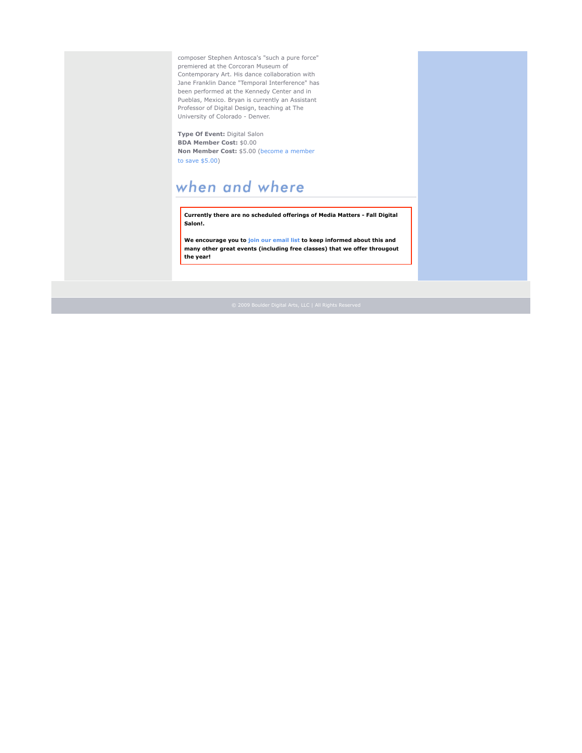composer Stephen Antosca's "such a pure force" premiered at the Corcoran Museum of Contemporary Art. His dance collaboration with Jane Franklin Dance "Temporal Interference" has been performed at the Kennedy Center and in Pueblas, Mexico. Bryan is currently an Assistant Professor of Digital Design, teaching at The University of Colorado - Denver.

**Type Of Event:** Digital Salon
**BDA Member Cost:** $0.00
**Non Member Cost:** $5.00 (become a member to save $5.00)

## when and where

**Currently there are no scheduled offerings of Media Matters - Fall Digital Salon!.**

**We encourage you to join our email list to keep informed about this and many other great events (including free classes) that we offer througout the year!**

© 2009 Boulder Digital Arts, LLC | All Rights Reserved